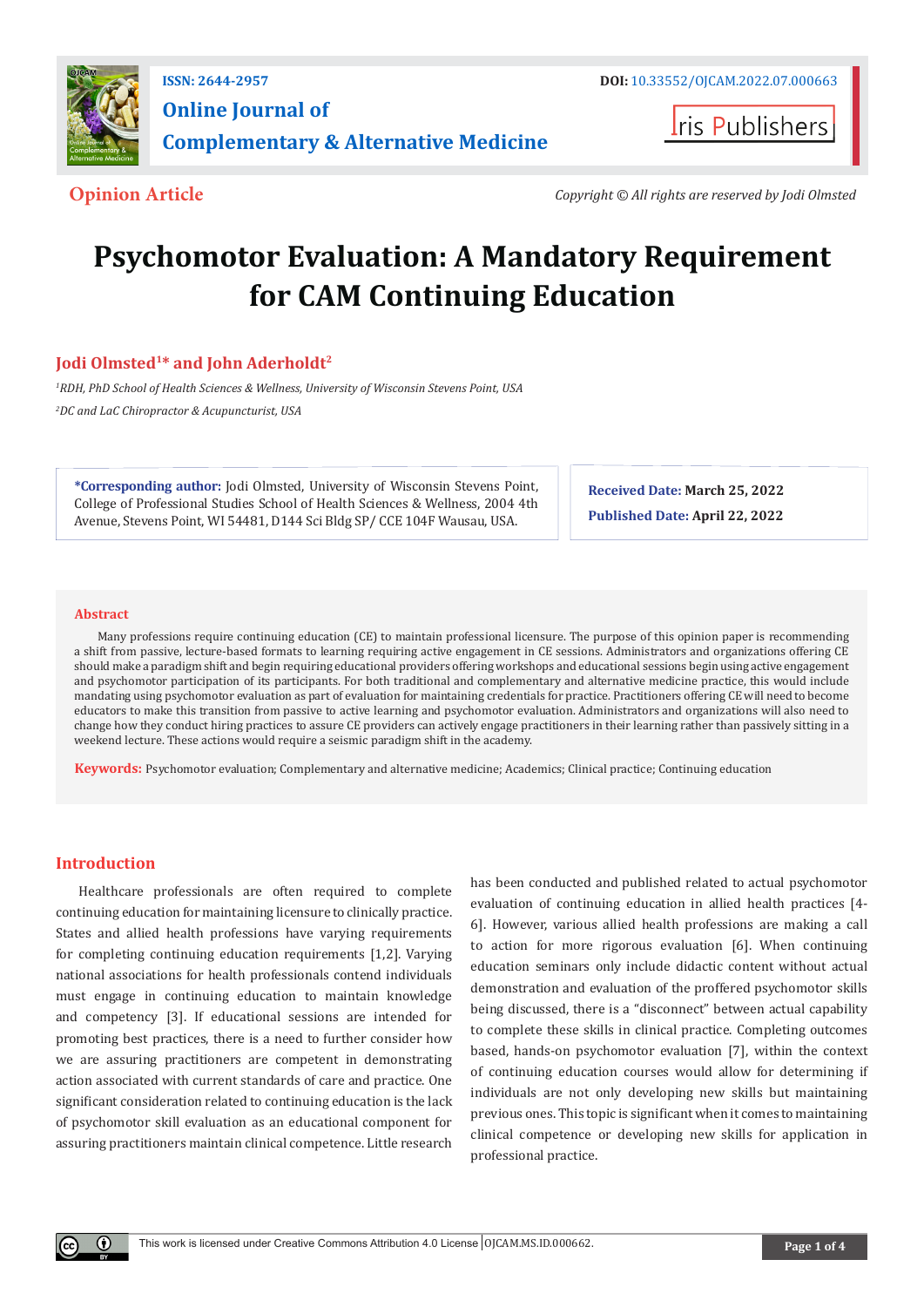**Opinion Article**

*Copyright © All rights are reserved by Jodi Olmsted*

# Psychomotor Evaluation: A Mandatory Requirement for CAM Continuing Education

**Jodi Olmsted[1]\* and John Aderholdt[2]**

*[1]RDH, PhD School of Health Sciences & Wellness, University of Wisconsin Stevens Point, USA*

*[2]DC and LaC Chiropractor & Acupuncturist, USA*

**\*Corresponding author:** Jodi Olmsted, University of Wisconsin Stevens Point, College of Professional Studies School of Health Sciences & Wellness, 2004 4th Avenue, Stevens Point, WI 54481, D144 Sci Bldg SP/ CCE 104F Wausau, USA.

**Received Date:** March 25, 2022

**Published Date:** April 22, 2022

## Abstract

Many professions require continuing education (CE) to maintain professional licensure. The purpose of this opinion paper is recommending a shift from passive, lecture-based formats to learning requiring active engagement in CE sessions. Administrators and organizations offering CE should make a paradigm shift and begin requiring educational providers offering workshops and educational sessions begin using active engagement and psychomotor participation of its participants. For both traditional and complementary and alternative medicine practice, this would include mandating using psychomotor evaluation as part of evaluation for maintaining credentials for practice. Practitioners offering CE will need to become educators to make this transition from passive to active learning and psychomotor evaluation. Administrators and organizations will also need to change how they conduct hiring practices to assure CE providers can actively engage practitioners in their learning rather than passively sitting in a weekend lecture. These actions would require a seismic paradigm shift in the academy.

**Keywords:** Psychomotor evaluation; Complementary and alternative medicine; Academics; Clinical practice; Continuing education

## Introduction

Healthcare professionals are often required to complete continuing education for maintaining licensure to clinically practice. States and allied health professions have varying requirements for completing continuing education requirements [1,2]. Varying national associations for health professionals contend individuals must engage in continuing education to maintain knowledge and competency [3]. If educational sessions are intended for promoting best practices, there is a need to further consider how we are assuring practitioners are competent in demonstrating action associated with current standards of care and practice. One significant consideration related to continuing education is the lack of psychomotor skill evaluation as an educational component for assuring practitioners maintain clinical competence. Little research has been conducted and published related to actual psychomotor evaluation of continuing education in allied health practices [4-6]. However, various allied health professions are making a call to action for more rigorous evaluation [6]. When continuing education seminars only include didactic content without actual demonstration and evaluation of the proffered psychomotor skills being discussed, there is a "disconnect" between actual capability to complete these skills in clinical practice. Completing outcomes based, hands-on psychomotor evaluation [7], within the context of continuing education courses would allow for determining if individuals are not only developing new skills but maintaining previous ones. This topic is significant when it comes to maintaining clinical competence or developing new skills for application in professional practice.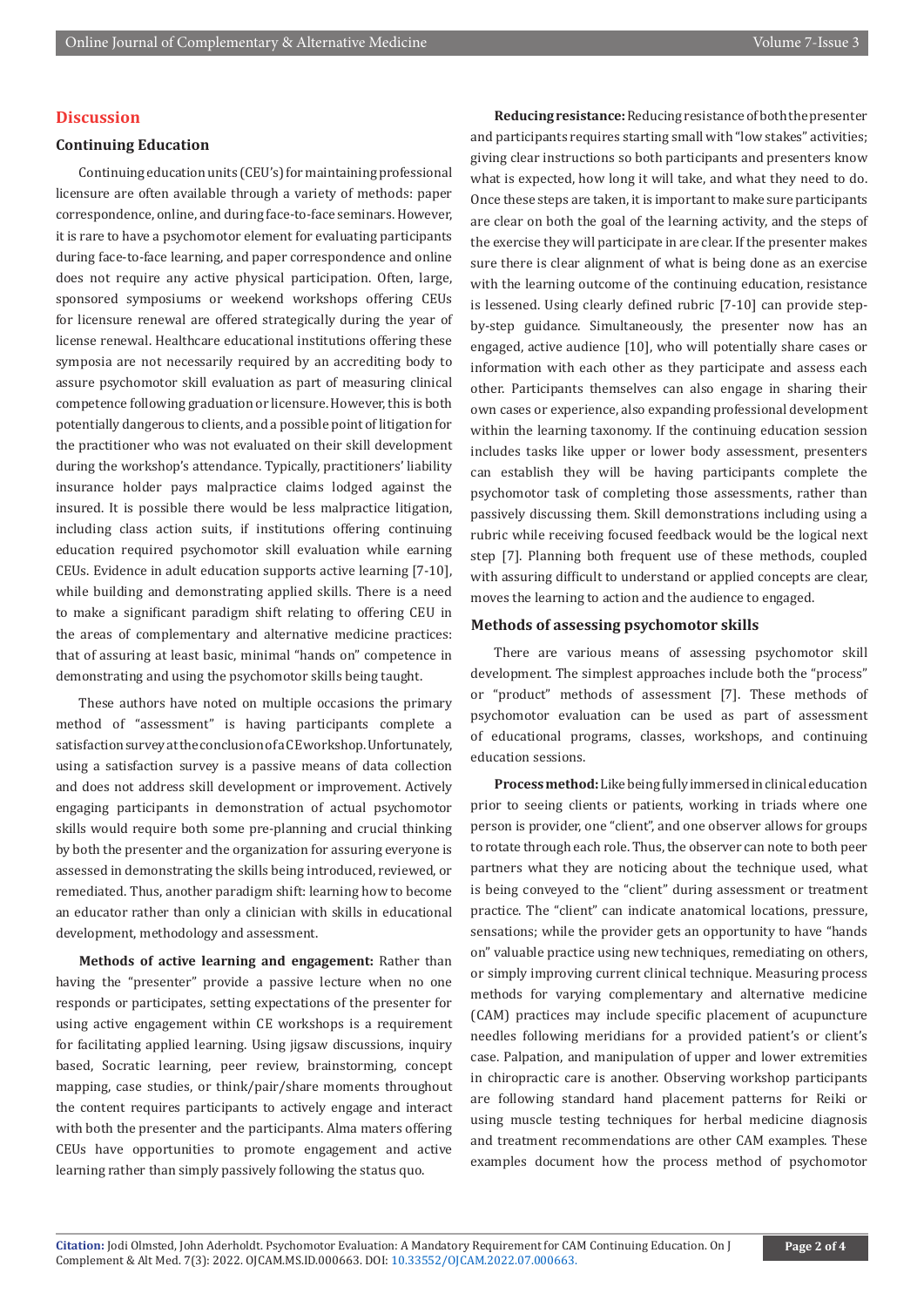## Discussion

### Continuing Education

Continuing education units (CEU's) for maintaining professional licensure are often available through a variety of methods: paper correspondence, online, and during face-to-face seminars. However, it is rare to have a psychomotor element for evaluating participants during face-to-face learning, and paper correspondence and online does not require any active physical participation. Often, large, sponsored symposiums or weekend workshops offering CEUs for licensure renewal are offered strategically during the year of license renewal. Healthcare educational institutions offering these symposia are not necessarily required by an accrediting body to assure psychomotor skill evaluation as part of measuring clinical competence following graduation or licensure. However, this is both potentially dangerous to clients, and a possible point of litigation for the practitioner who was not evaluated on their skill development during the workshop's attendance. Typically, practitioners' liability insurance holder pays malpractice claims lodged against the insured. It is possible there would be less malpractice litigation, including class action suits, if institutions offering continuing education required psychomotor skill evaluation while earning CEUs. Evidence in adult education supports active learning [7-10], while building and demonstrating applied skills. There is a need to make a significant paradigm shift relating to offering CEU in the areas of complementary and alternative medicine practices: that of assuring at least basic, minimal "hands on" competence in demonstrating and using the psychomotor skills being taught.

These authors have noted on multiple occasions the primary method of "assessment" is having participants complete a satisfaction survey at the conclusion of a CE workshop. Unfortunately, using a satisfaction survey is a passive means of data collection and does not address skill development or improvement. Actively engaging participants in demonstration of actual psychomotor skills would require both some pre-planning and crucial thinking by both the presenter and the organization for assuring everyone is assessed in demonstrating the skills being introduced, reviewed, or remediated. Thus, another paradigm shift: learning how to become an educator rather than only a clinician with skills in educational development, methodology and assessment.

**Methods of active learning and engagement:** Rather than having the "presenter" provide a passive lecture when no one responds or participates, setting expectations of the presenter for using active engagement within CE workshops is a requirement for facilitating applied learning. Using jigsaw discussions, inquiry based, Socratic learning, peer review, brainstorming, concept mapping, case studies, or think/pair/share moments throughout the content requires participants to actively engage and interact with both the presenter and the participants. Alma maters offering CEUs have opportunities to promote engagement and active learning rather than simply passively following the status quo.

**Reducing resistance:** Reducing resistance of both the presenter and participants requires starting small with "low stakes" activities; giving clear instructions so both participants and presenters know what is expected, how long it will take, and what they need to do. Once these steps are taken, it is important to make sure participants are clear on both the goal of the learning activity, and the steps of the exercise they will participate in are clear. If the presenter makes sure there is clear alignment of what is being done as an exercise with the learning outcome of the continuing education, resistance is lessened. Using clearly defined rubric [7-10] can provide step-by-step guidance. Simultaneously, the presenter now has an engaged, active audience [10], who will potentially share cases or information with each other as they participate and assess each other. Participants themselves can also engage in sharing their own cases or experience, also expanding professional development within the learning taxonomy. If the continuing education session includes tasks like upper or lower body assessment, presenters can establish they will be having participants complete the psychomotor task of completing those assessments, rather than passively discussing them. Skill demonstrations including using a rubric while receiving focused feedback would be the logical next step [7]. Planning both frequent use of these methods, coupled with assuring difficult to understand or applied concepts are clear, moves the learning to action and the audience to engaged.

### Methods of assessing psychomotor skills

There are various means of assessing psychomotor skill development. The simplest approaches include both the "process" or "product" methods of assessment [7]. These methods of psychomotor evaluation can be used as part of assessment of educational programs, classes, workshops, and continuing education sessions.

**Process method:** Like being fully immersed in clinical education prior to seeing clients or patients, working in triads where one person is provider, one "client", and one observer allows for groups to rotate through each role. Thus, the observer can note to both peer partners what they are noticing about the technique used, what is being conveyed to the "client" during assessment or treatment practice. The "client" can indicate anatomical locations, pressure, sensations; while the provider gets an opportunity to have "hands on" valuable practice using new techniques, remediating on others, or simply improving current clinical technique. Measuring process methods for varying complementary and alternative medicine (CAM) practices may include specific placement of acupuncture needles following meridians for a provided patient's or client's case. Palpation, and manipulation of upper and lower extremities in chiropractic care is another. Observing workshop participants are following standard hand placement patterns for Reiki or using muscle testing techniques for herbal medicine diagnosis and treatment recommendations are other CAM examples. These examples document how the process method of psychomotor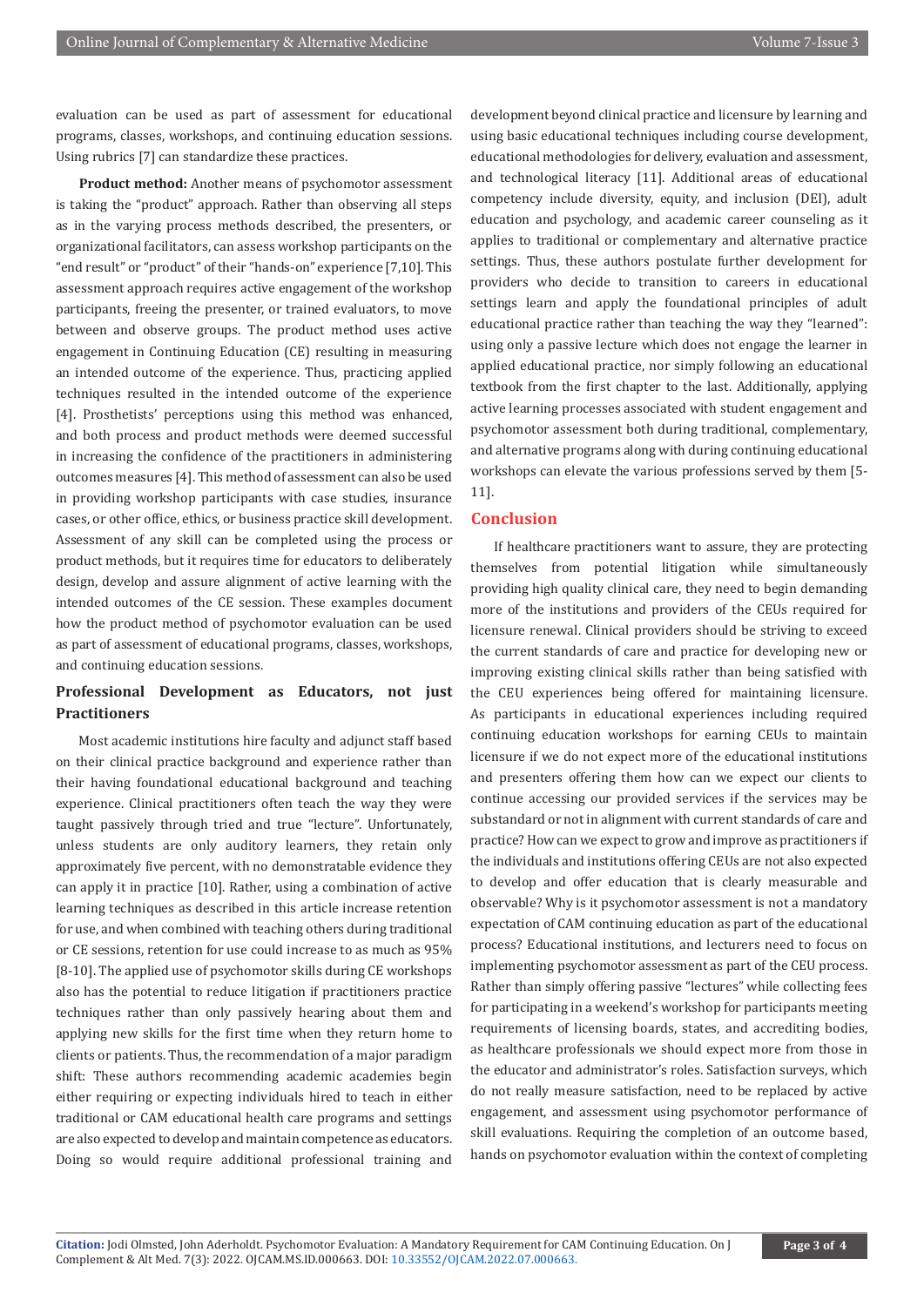evaluation can be used as part of assessment for educational programs, classes, workshops, and continuing education sessions. Using rubrics [7] can standardize these practices.

**Product method:** Another means of psychomotor assessment is taking the "product" approach. Rather than observing all steps as in the varying process methods described, the presenters, or organizational facilitators, can assess workshop participants on the "end result" or "product" of their "hands-on" experience [7,10]. This assessment approach requires active engagement of the workshop participants, freeing the presenter, or trained evaluators, to move between and observe groups. The product method uses active engagement in Continuing Education (CE) resulting in measuring an intended outcome of the experience. Thus, practicing applied techniques resulted in the intended outcome of the experience [4]. Prosthetists' perceptions using this method was enhanced, and both process and product methods were deemed successful in increasing the confidence of the practitioners in administering outcomes measures [4]. This method of assessment can also be used in providing workshop participants with case studies, insurance cases, or other office, ethics, or business practice skill development. Assessment of any skill can be completed using the process or product methods, but it requires time for educators to deliberately design, develop and assure alignment of active learning with the intended outcomes of the CE session. These examples document how the product method of psychomotor evaluation can be used as part of assessment of educational programs, classes, workshops, and continuing education sessions.

## Professional Development as Educators, not just Practitioners

Most academic institutions hire faculty and adjunct staff based on their clinical practice background and experience rather than their having foundational educational background and teaching experience. Clinical practitioners often teach the way they were taught passively through tried and true "lecture". Unfortunately, unless students are only auditory learners, they retain only approximately five percent, with no demonstratable evidence they can apply it in practice [10]. Rather, using a combination of active learning techniques as described in this article increase retention for use, and when combined with teaching others during traditional or CE sessions, retention for use could increase to as much as 95% [8-10]. The applied use of psychomotor skills during CE workshops also has the potential to reduce litigation if practitioners practice techniques rather than only passively hearing about them and applying new skills for the first time when they return home to clients or patients. Thus, the recommendation of a major paradigm shift: These authors recommending academic academies begin either requiring or expecting individuals hired to teach in either traditional or CAM educational health care programs and settings are also expected to develop and maintain competence as educators. Doing so would require additional professional training and development beyond clinical practice and licensure by learning and using basic educational techniques including course development, educational methodologies for delivery, evaluation and assessment, and technological literacy [11]. Additional areas of educational competency include diversity, equity, and inclusion (DEI), adult education and psychology, and academic career counseling as it applies to traditional or complementary and alternative practice settings. Thus, these authors postulate further development for providers who decide to transition to careers in educational settings learn and apply the foundational principles of adult educational practice rather than teaching the way they "learned": using only a passive lecture which does not engage the learner in applied educational practice, nor simply following an educational textbook from the first chapter to the last. Additionally, applying active learning processes associated with student engagement and psychomotor assessment both during traditional, complementary, and alternative programs along with during continuing educational workshops can elevate the various professions served by them [5-11].

## Conclusion

If healthcare practitioners want to assure, they are protecting themselves from potential litigation while simultaneously providing high quality clinical care, they need to begin demanding more of the institutions and providers of the CEUs required for licensure renewal. Clinical providers should be striving to exceed the current standards of care and practice for developing new or improving existing clinical skills rather than being satisfied with the CEU experiences being offered for maintaining licensure. As participants in educational experiences including required continuing education workshops for earning CEUs to maintain licensure if we do not expect more of the educational institutions and presenters offering them how can we expect our clients to continue accessing our provided services if the services may be substandard or not in alignment with current standards of care and practice? How can we expect to grow and improve as practitioners if the individuals and institutions offering CEUs are not also expected to develop and offer education that is clearly measurable and observable? Why is it psychomotor assessment is not a mandatory expectation of CAM continuing education as part of the educational process? Educational institutions, and lecturers need to focus on implementing psychomotor assessment as part of the CEU process. Rather than simply offering passive "lectures" while collecting fees for participating in a weekend's workshop for participants meeting requirements of licensing boards, states, and accrediting bodies, as healthcare professionals we should expect more from those in the educator and administrator's roles. Satisfaction surveys, which do not really measure satisfaction, need to be replaced by active engagement, and assessment using psychomotor performance of skill evaluations. Requiring the completion of an outcome based, hands on psychomotor evaluation within the context of completing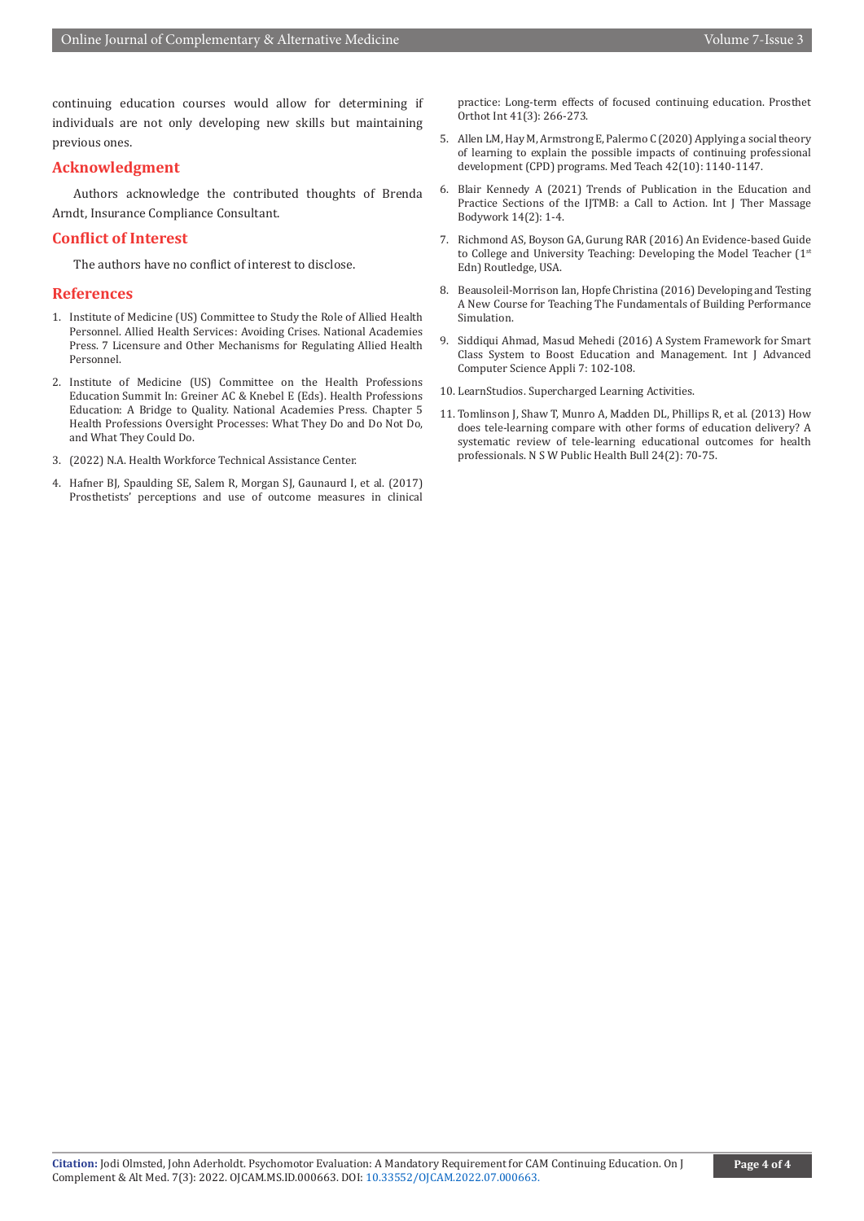continuing education courses would allow for determining if individuals are not only developing new skills but maintaining previous ones.

## Acknowledgment

Authors acknowledge the contributed thoughts of Brenda Arndt, Insurance Compliance Consultant.

## Conflict of Interest

The authors have no conflict of interest to disclose.

## References

1. Institute of Medicine (US) Committee to Study the Role of Allied Health Personnel. Allied Health Services: Avoiding Crises. National Academies Press. 7 Licensure and Other Mechanisms for Regulating Allied Health Personnel.
2. Institute of Medicine (US) Committee on the Health Professions Education Summit In: Greiner AC & Knebel E (Eds). Health Professions Education: A Bridge to Quality. National Academies Press. Chapter 5 Health Professions Oversight Processes: What They Do and Do Not Do, and What They Could Do.
3. (2022) N.A. Health Workforce Technical Assistance Center.
4. Hafner BJ, Spaulding SE, Salem R, Morgan SJ, Gaunaurd I, et al. (2017) Prosthetists' perceptions and use of outcome measures in clinical practice: Long-term effects of focused continuing education. Prosthet Orthot Int 41(3): 266-273.
5. Allen LM, Hay M, Armstrong E, Palermo C (2020) Applying a social theory of learning to explain the possible impacts of continuing professional development (CPD) programs. Med Teach 42(10): 1140-1147.
6. Blair Kennedy A (2021) Trends of Publication in the Education and Practice Sections of the IJTMB: a Call to Action. Int J Ther Massage Bodywork 14(2): 1-4.
7. Richmond AS, Boyson GA, Gurung RAR (2016) An Evidence-based Guide to College and University Teaching: Developing the Model Teacher (1st Edn) Routledge, USA.
8. Beausoleil-Morrison Ian, Hopfe Christina (2016) Developing and Testing A New Course for Teaching The Fundamentals of Building Performance Simulation.
9. Siddiqui Ahmad, Masud Mehedi (2016) A System Framework for Smart Class System to Boost Education and Management. Int J Advanced Computer Science Appli 7: 102-108.
10. LearnStudios. Supercharged Learning Activities.
11. Tomlinson J, Shaw T, Munro A, Madden DL, Phillips R, et al. (2013) How does tele-learning compare with other forms of education delivery? A systematic review of tele-learning educational outcomes for health professionals. N S W Public Health Bull 24(2): 70-75.